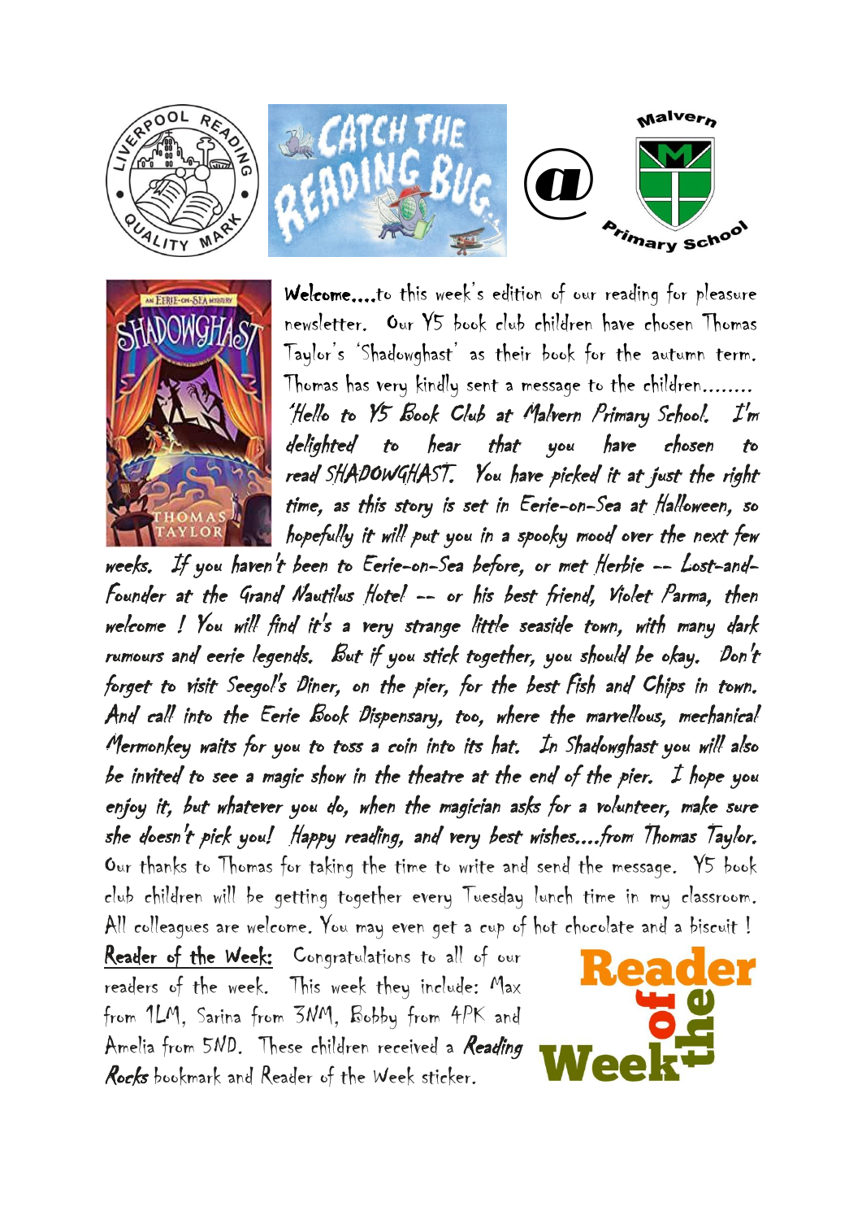**Welcome....** to this week's edition of our reading for pleasure newsletter. Our Y5 book club children have chosen Thomas Taylor's 'Shadowghast' as their book for the autumn term. Thomas has very kindly sent a message to the children........

*'Hello to Y5 Book Club at Malvern Primary School. I'm delighted to hear that you have chosen to read SHADOWGHAST. You have picked it at just the right time, as this story is set in Eerie-on-Sea at Halloween, so hopefully it will put you in a spooky mood over the next few weeks. If you haven't been to Eerie-on-Sea before, or met Herbie -- Lost-and-Founder at the Grand Nautilus Hotel -- or his best friend, Violet Parma, then welcome ! You will find it's a very strange little seaside town, with many dark rumours and eerie legends. But if you stick together, you should be okay. Don't forget to visit Seegol's Diner, on the pier, for the best Fish and Chips in town. And call into the Eerie Book Dispensary, too, where the marvellous, mechanical Mermonkey waits for you to toss a coin into its hat. In Shadowghast you will also be invited to see a magic show in the theatre at the end of the pier. I hope you enjoy it, but whatever you do, when the magician asks for a volunteer, make sure she doesn't pick you! Happy reading, and very best wishes....from Thomas Taylor.*

Our thanks to Thomas for taking the time to write and send the message. Y5 book club children will be getting together every Tuesday lunch time in my classroom. All colleagues are welcome. You may even get a cup of hot chocolate and a biscuit !

**Reader of the Week:** Congratulations to all of our readers of the week. This week they include: Max from 1LM, Sarina from 3NM, Bobby from 4PK and Amelia from 5ND. These children received a *Reading Rocks* bookmark and Reader of the Week sticker.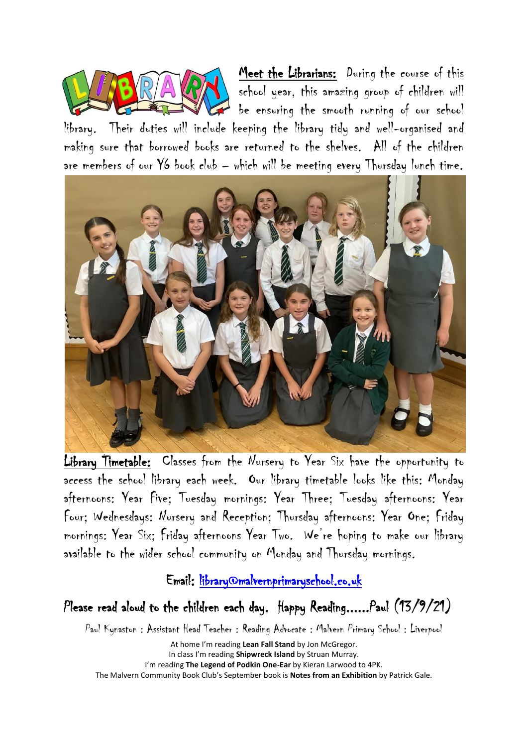**Meet the Librarians:** During the course of this school year, this amazing group of children will be ensuring the smooth running of our school library. Their duties will include keeping the library tidy and well-organised and making sure that borrowed books are returned to the shelves. All of the children are members of our Y6 book club – which will be meeting every Thursday lunch time.

**Library Timetable:** Classes from the Nursery to Year Six have the opportunity to access the school library each week. Our library timetable looks like this: Monday afternoons: Year Five; Tuesday mornings: Year Three; Tuesday afternoons: Year Four; Wednesdays: Nursery and Reception; Thursday afternoons: Year One; Friday mornings: Year Six; Friday afternoons Year Two. We're hoping to make our library available to the wider school community on Monday and Thursday mornings.

Email: library@malvernprimaryschool.co.uk

Please read aloud to the children each day. Happy Reading......Paul (13/9/21)

Paul Kynaston : Assistant Head Teacher : Reading Advocate : Malvern Primary School : Liverpool

At home I'm reading **Lean Fall Stand** by Jon McGregor.
In class I'm reading **Shipwreck Island** by Struan Murray.
I'm reading **The Legend of Podkin One-Ear** by Kieran Larwood to 4PK.
The Malvern Community Book Club's September book is **Notes from an Exhibition** by Patrick Gale.